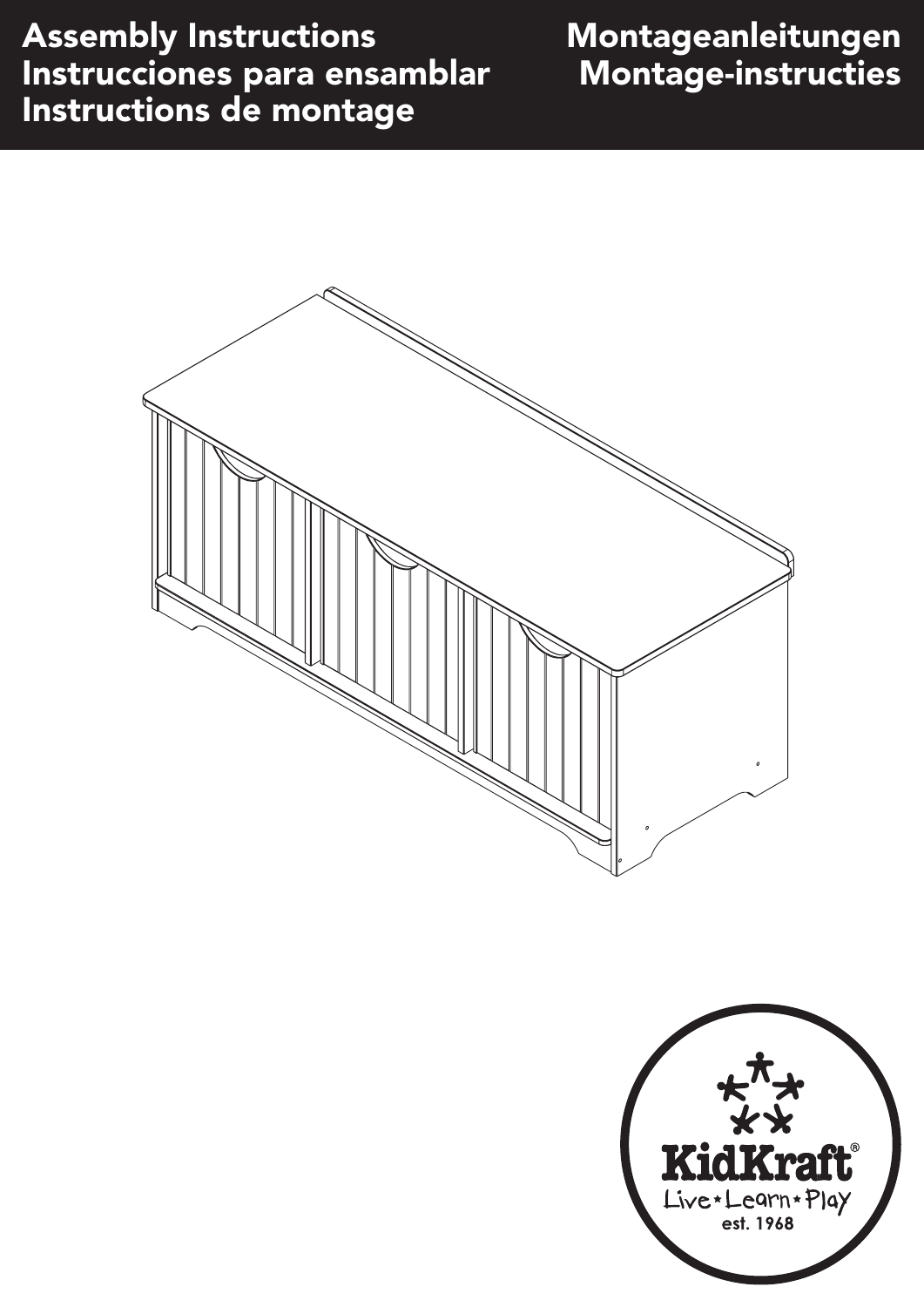# Assembly Instructions
# Instrucciones para ensamblar
# Instructions de montage
# Montageanleitungen
# Montage-instructies

KidKraft®

Live * Learn * Play

est. 1968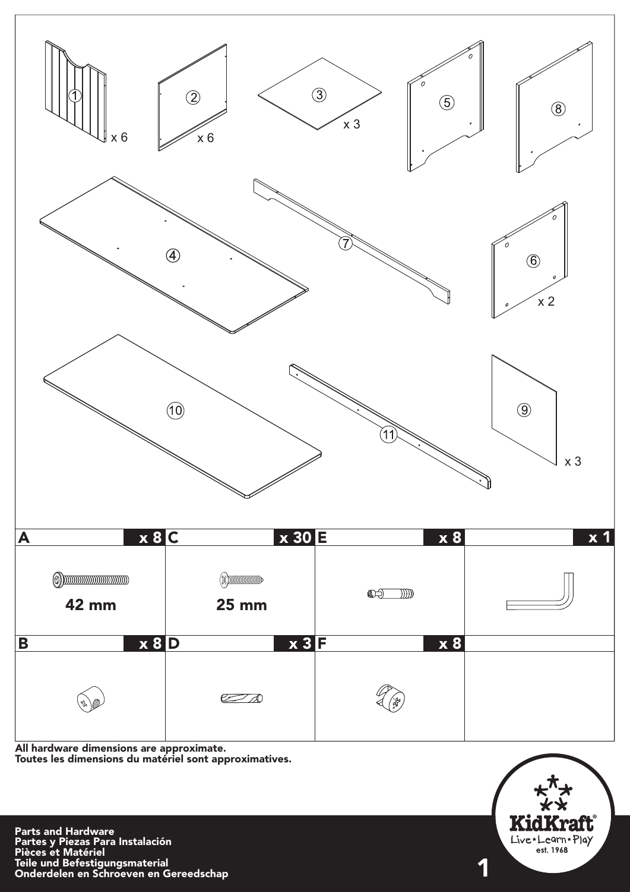① x 6

② x 6

③ x 3

⑤

⑧

④

⑦

⑥ x 2

⑩

⑪

⑨ x 3

| A | x 8 | C | x 30 | E | x 8 | | x 1 |
|---|---|---|---|---|---|---|---|
| 42 mm | | 25 mm | | | | | |
| **B** | **x 8** | **D** | **x 3** | **F** | **x 8** | | |

**All hardware dimensions are approximate.**
**Toutes les dimensions du matériel sont approximatives.**

**Parts and Hardware**
**Partes y Piezas Para Instalación**
**Pièces et Matériel**
**Teile und Befestigungsmaterial**
**Onderdelen en Schroeven en Gereedschap**

KidKraft®
Live • Learn • Play
est. 1968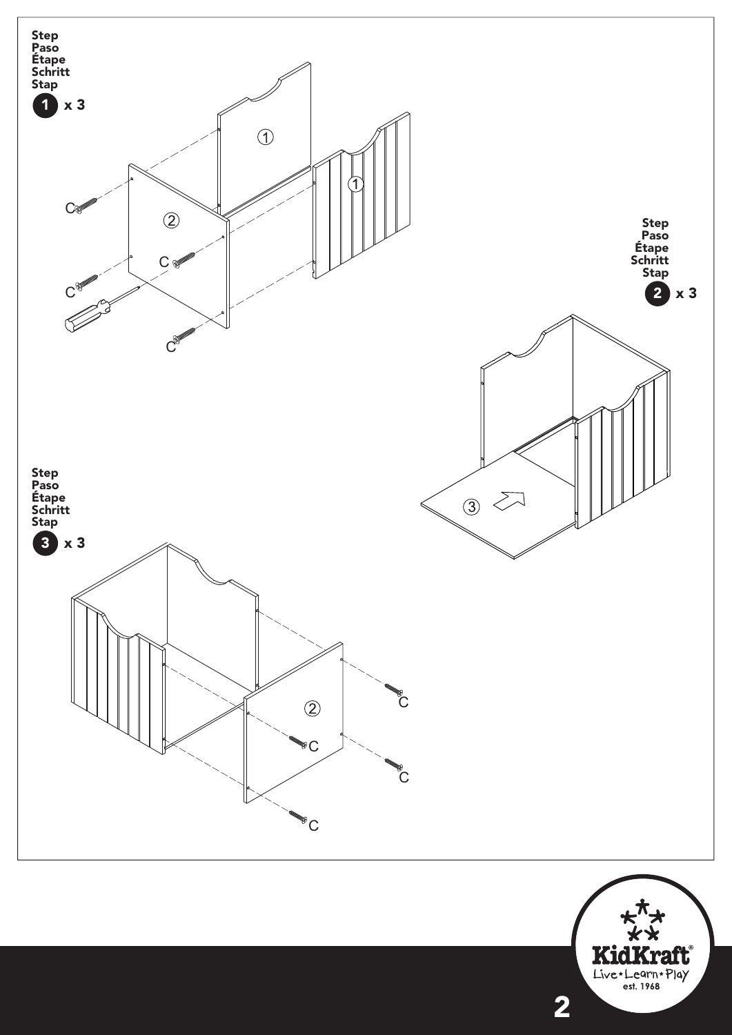**Step**
**Paso**
**Étape**
**Schritt**
**Stap**

**1 x 3**

①
①
②
C
C
C
C

**Step**
**Paso**
**Étape**
**Schritt**
**Stap**

**2 x 3**

③

**Step**
**Paso**
**Étape**
**Schritt**
**Stap**

**3 x 3**

②
C
C
C
C

KidKraft®
Live • Learn • Play
est. 1968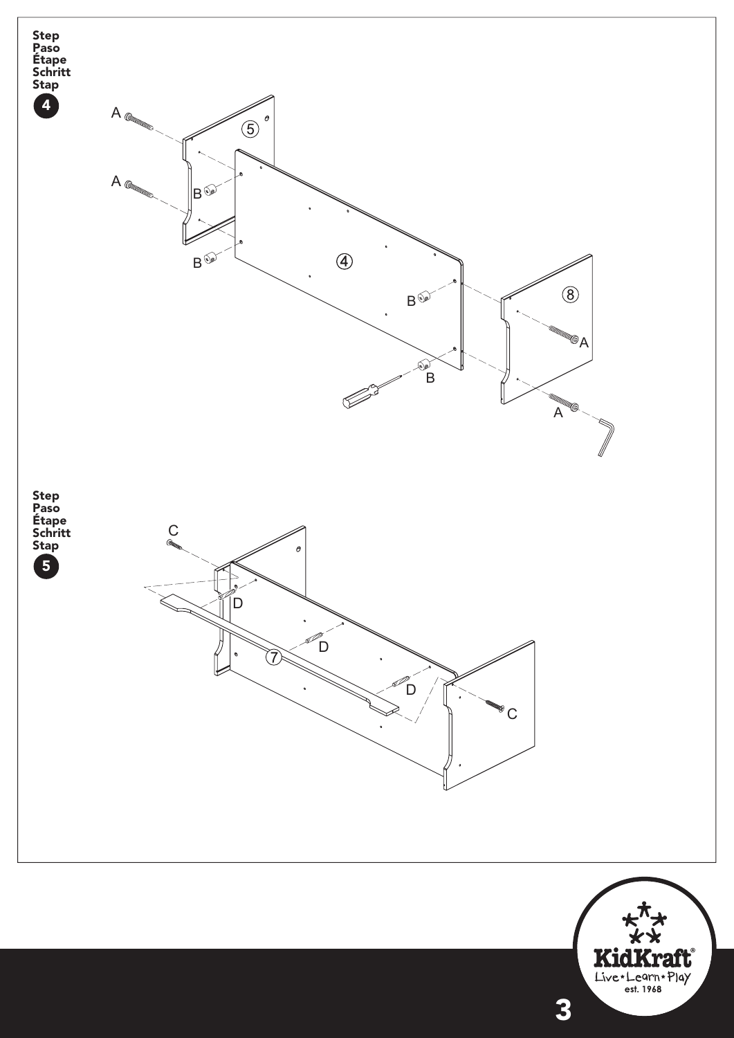**Step**
**Paso**
**Étape**
**Schritt**
**Stap**
**4**

A
A
⑤
B
B
④
B
⑧
A
B
A

**Step**
**Paso**
**Étape**
**Schritt**
**Stap**
**5**

C
D
D
⑦
D
C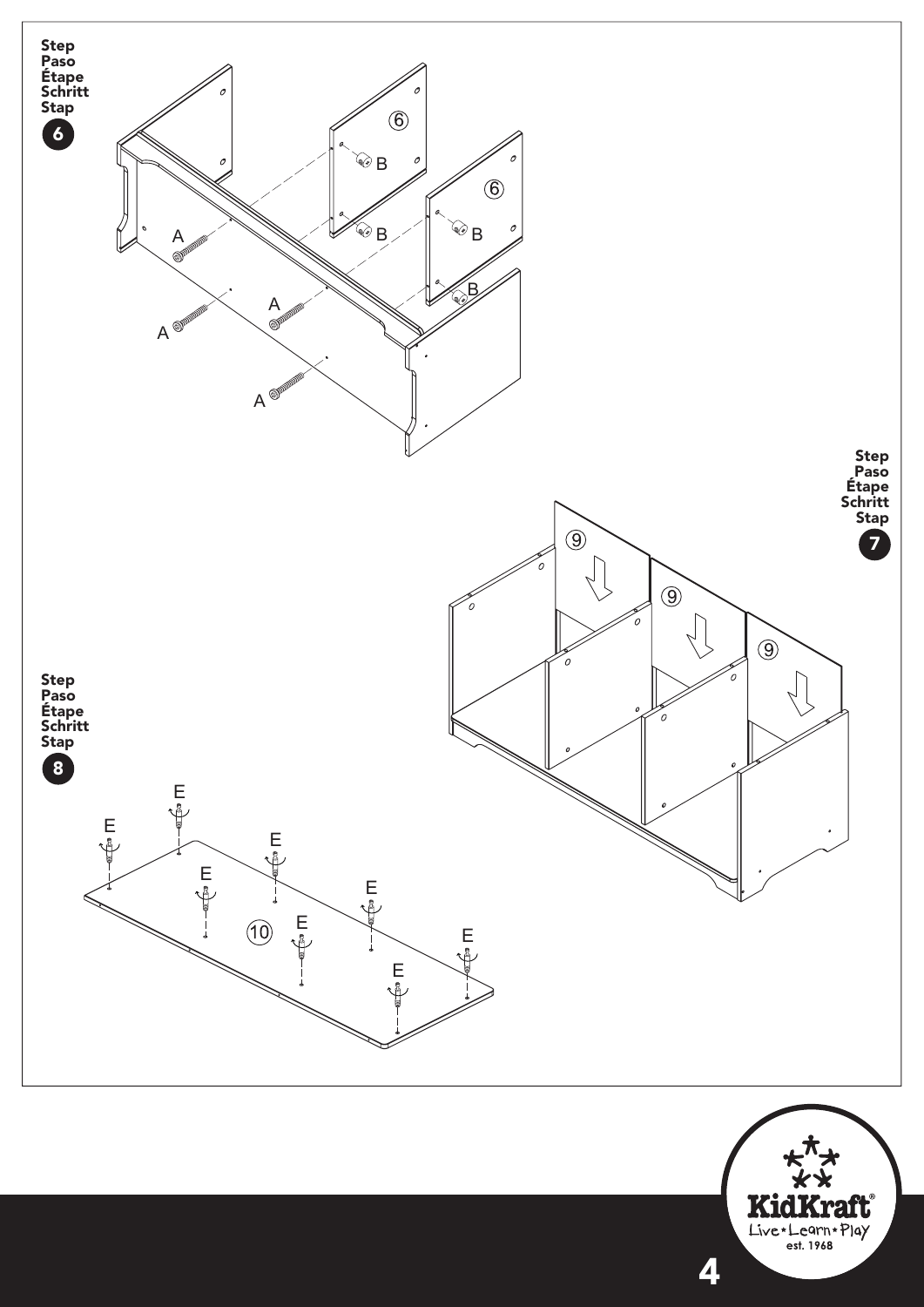**Step**
**Paso**
**Étape**
**Schritt**
**Stap**
**6**

**Step**
**Paso**
**Étape**
**Schritt**
**Stap**
**7**

**Step**
**Paso**
**Étape**
**Schritt**
**Stap**
**8**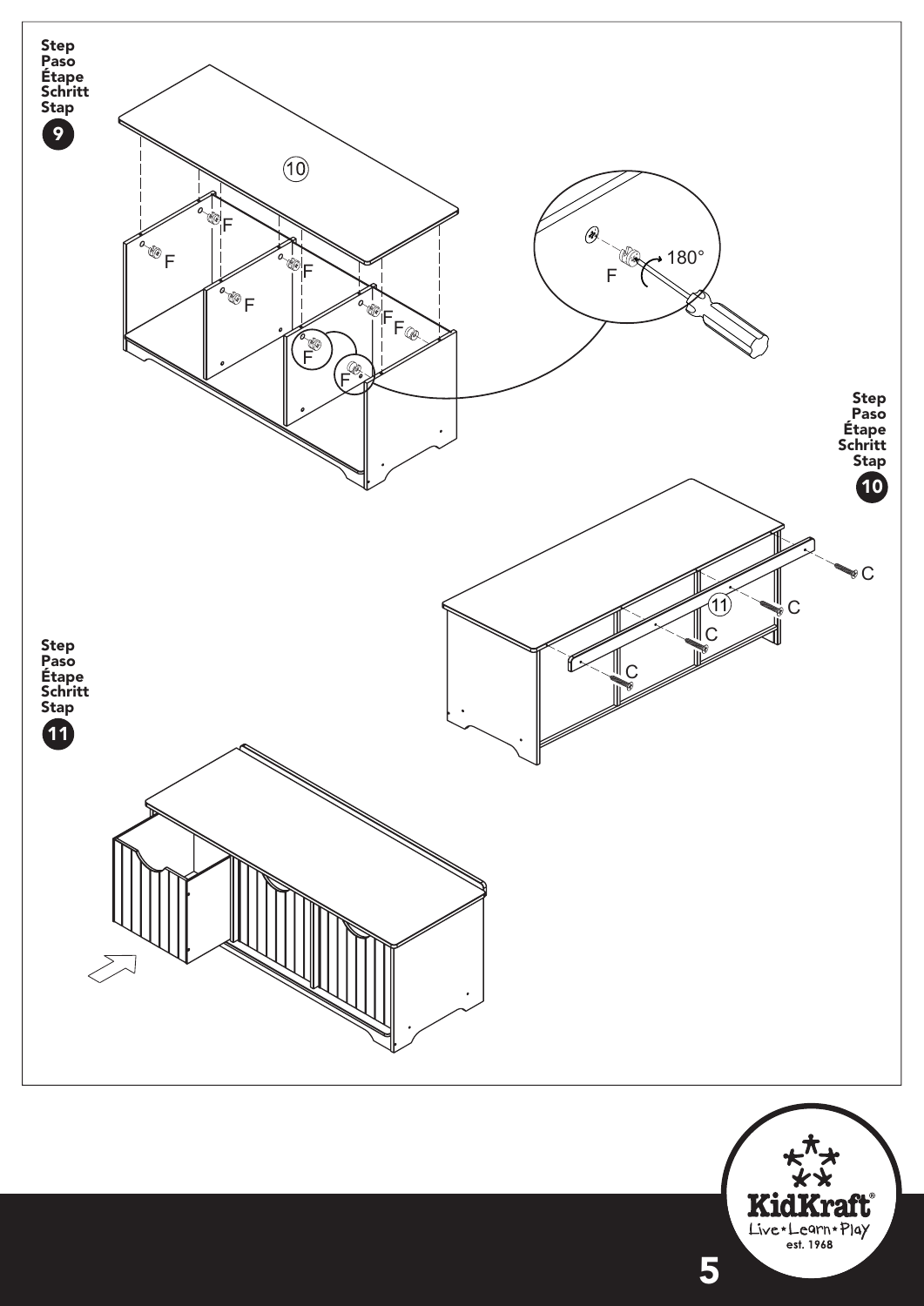Step
Paso
Étape
Schritt
Stap
**9**

10

F F F F F F F F F

180°

F

Step
Paso
Étape
Schritt
Stap
**10**

C C C C

11

Step
Paso
Étape
Schritt
Stap
**11**

KidKraft®
Live • Learn • Play
est. 1968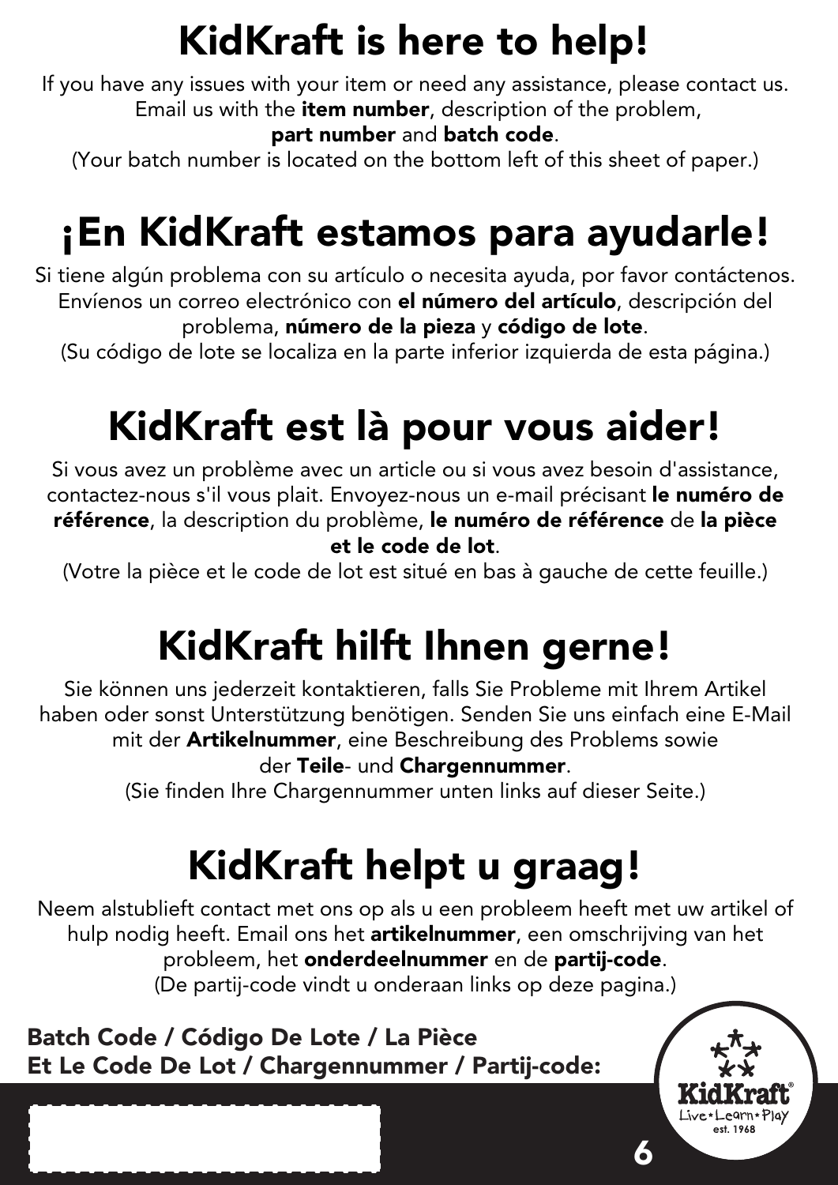# KidKraft is here to help!

If you have any issues with your item or need any assistance, please contact us. Email us with the **item number**, description of the problem, **part number** and **batch code**.
(Your batch number is located on the bottom left of this sheet of paper.)

# ¡En KidKraft estamos para ayudarle!

Si tiene algún problema con su artículo o necesita ayuda, por favor contáctenos. Envíenos un correo electrónico con **el número del artículo**, descripción del problema, **número de la pieza** y **código de lote**.
(Su código de lote se localiza en la parte inferior izquierda de esta página.)

# KidKraft est là pour vous aider!

Si vous avez un problème avec un article ou si vous avez besoin d'assistance, contactez-nous s'il vous plait. Envoyez-nous un e-mail précisant **le numéro de référence**, la description du problème, **le numéro de référence** de **la pièce et le code de lot**.
(Votre la pièce et le code de lot est situé en bas à gauche de cette feuille.)

# KidKraft hilft Ihnen gerne!

Sie können uns jederzeit kontaktieren, falls Sie Probleme mit Ihrem Artikel haben oder sonst Unterstützung benötigen. Senden Sie uns einfach eine E-Mail mit der **Artikelnummer**, eine Beschreibung des Problems sowie der **Teile**- und **Chargennummer**.
(Sie finden Ihre Chargennummer unten links auf dieser Seite.)

# KidKraft helpt u graag!

Neem alstublieft contact met ons op als u een probleem heeft met uw artikel of hulp nodig heeft. Email ons het **artikelnummer**, een omschrijving van het probleem, het **onderdeelnummer** en de **partij-code**.
(De partij-code vindt u onderaan links op deze pagina.)

**Batch Code / Código De Lote / La Pièce Et Le Code De Lot / Chargennummer / Partij-code:**

KidKraft®
Live • Learn • Play
est. 1968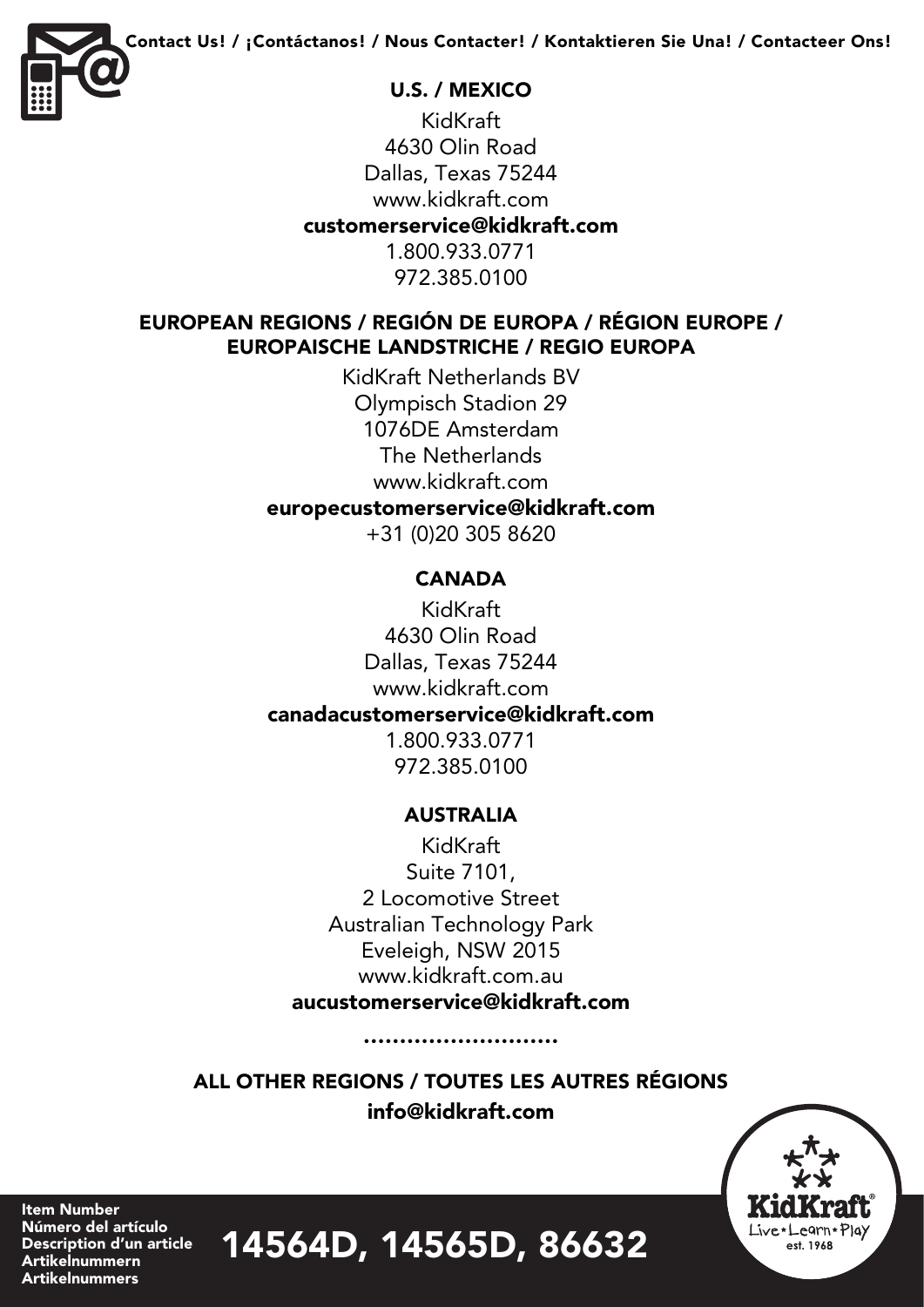Contact Us! / ¡Contáctanos! / Nous Contacter! / Kontaktieren Sie Una! / Contacteer Ons!

## U.S. / MEXICO

KidKraft
4630 Olin Road
Dallas, Texas 75244
www.kidkraft.com
**customerservice@kidkraft.com**
1.800.933.0771
972.385.0100

## EUROPEAN REGIONS / REGIÓN DE EUROPA / RÉGION EUROPE / EUROPAISCHE LANDSTRICHE / REGIO EUROPA

KidKraft Netherlands BV
Olympisch Stadion 29
1076DE Amsterdam
The Netherlands
www.kidkraft.com
**europecustomerservice@kidkraft.com**
+31 (0)20 305 8620

## CANADA

KidKraft
4630 Olin Road
Dallas, Texas 75244
www.kidkraft.com
**canadacustomerservice@kidkraft.com**
1.800.933.0771
972.385.0100

## AUSTRALIA

KidKraft
Suite 7101,
2 Locomotive Street
Australian Technology Park
Eveleigh, NSW 2015
www.kidkraft.com.au
**aucustomerservice@kidkraft.com**

## ALL OTHER REGIONS / TOUTES LES AUTRES RÉGIONS

**info@kidkraft.com**

**Item Number**
**Número del artículo**
**Description d'un article**
**Artikelnummern**
**Artikelnummers**

**14564D, 14565D, 86632**

KidKraft®
Live • Learn • Play
est. 1968